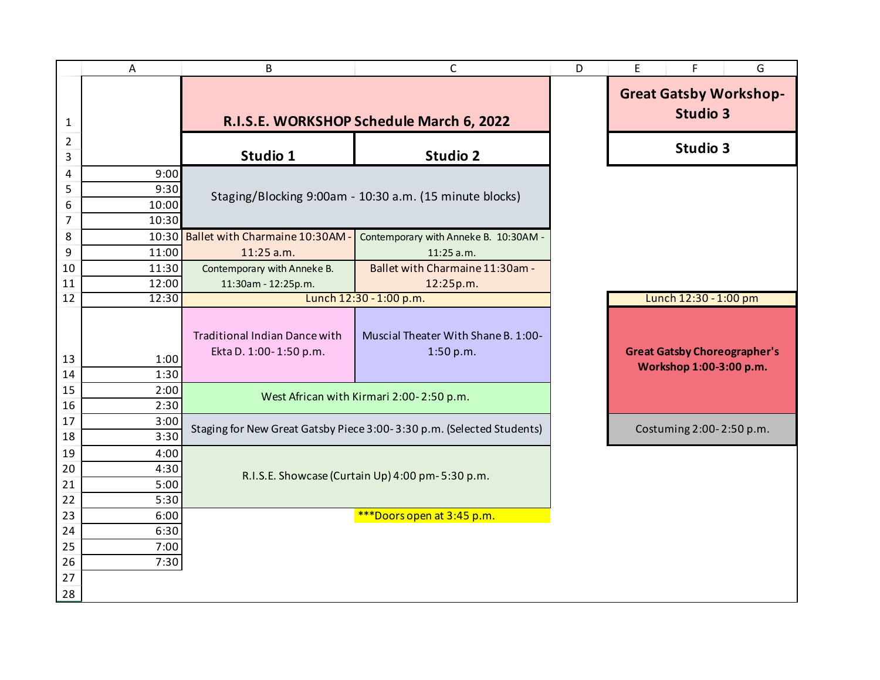# R.I.S.E. WORKSHOP Schedule March 6, 2022

| Time | Studio 1 | Studio 2 |
|---|---|---|
| 9:00 | Staging/Blocking 9:00am - 10:30 a.m. (15 minute blocks) | |
| 9:30 | | |
| 10:00 | | |
| 10:30 | | |
| 10:30 | Ballet with Charmaine 10:30AM - 11:25 a.m. | Contemporary with Anneke B. 10:30AM - 11:25 a.m. |
| 11:00 | | |
| 11:30 | Contemporary with Anneke B. 11:30am - 12:25p.m. | Ballet with Charmaine 11:30am - 12:25p.m. |
| 12:00 | | |
| 12:30 | Lunch 12:30 - 1:00 p.m. | |
| 1:00 | Traditional Indian Dance with Ekta D. 1:00- 1:50 p.m. | Muscial Theater With Shane B. 1:00- 1:50 p.m. |
| 1:30 | | |
| 2:00 | West African with Kirmari 2:00- 2:50 p.m. | |
| 2:30 | | |
| 3:00 | Staging for New Great Gatsby Piece 3:00- 3:30 p.m. (Selected Students) | |
| 3:30 | | |
| 4:00 | R.I.S.E. Showcase (Curtain Up) 4:00 pm- 5:30 p.m. | |
| 4:30 | | |
| 5:00 | | |
| 5:30 | | |
| 6:00 | | ***Doors open at 3:45 p.m. |
| 6:30 | | |
| 7:00 | | |
| 7:30 | | |

## Great Gatsby Workshop- Studio 3

| Studio 3 |
|---|
| Lunch 12:30 - 1:00 pm |
| **Great Gatsby Choreographer's Workshop 1:00-3:00 p.m.** |
| Costuming 2:00- 2:50 p.m. |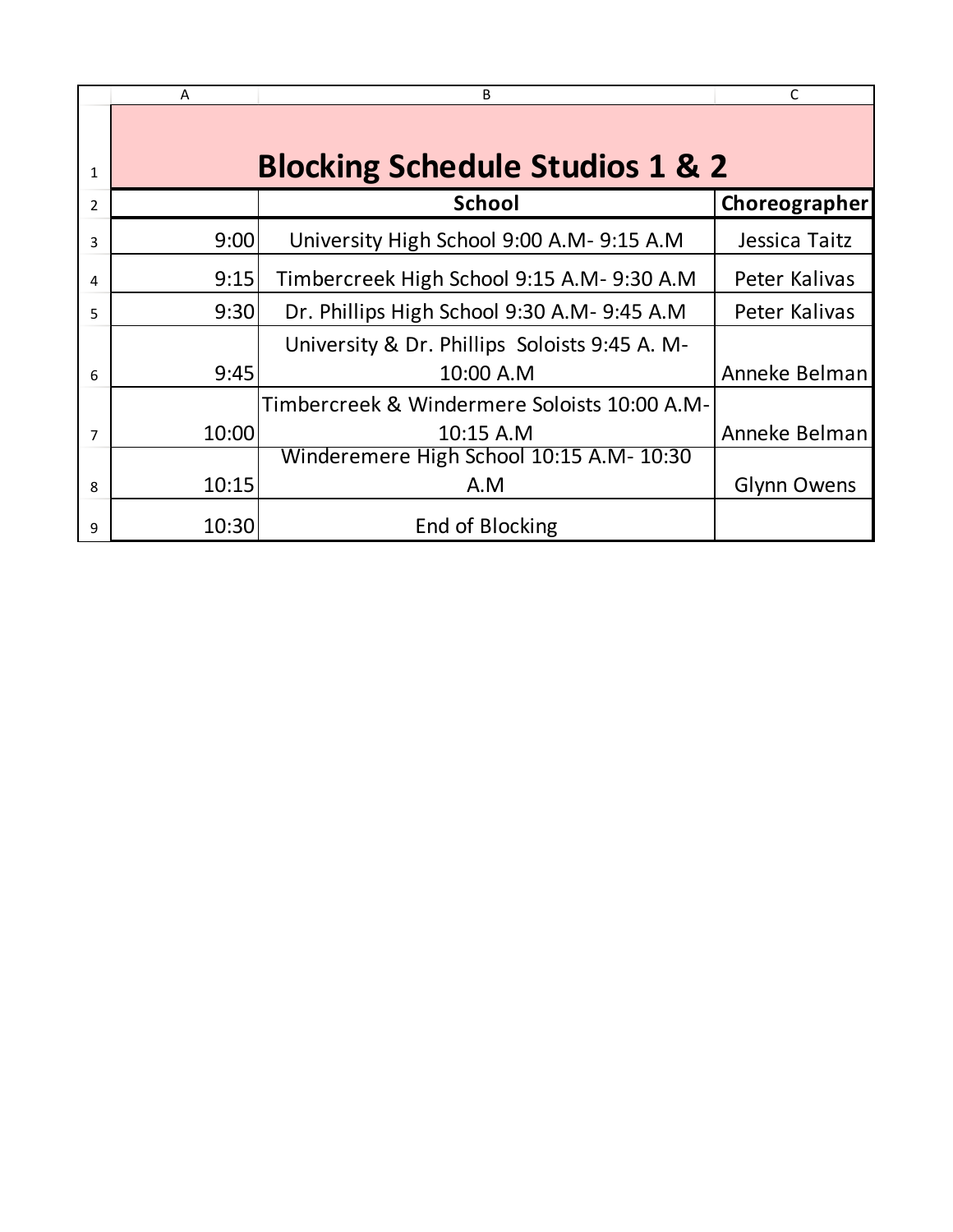# Blocking Schedule Studios 1 & 2

| | School | Choreographer |
|---|---|---|
| 9:00 | University High School 9:00 A.M- 9:15 A.M | Jessica Taitz |
| 9:15 | Timbercreek High School 9:15 A.M- 9:30 A.M | Peter Kalivas |
| 9:30 | Dr. Phillips High School 9:30 A.M- 9:45 A.M | Peter Kalivas |
| 9:45 | University & Dr. Phillips Soloists 9:45 A. M- 10:00 A.M | Anneke Belman |
| 10:00 | Timbercreek & Windermere Soloists 10:00 A.M- 10:15 A.M | Anneke Belman |
| 10:15 | Winderemere High School 10:15 A.M- 10:30 A.M | Glynn Owens |
| 10:30 | End of Blocking | |